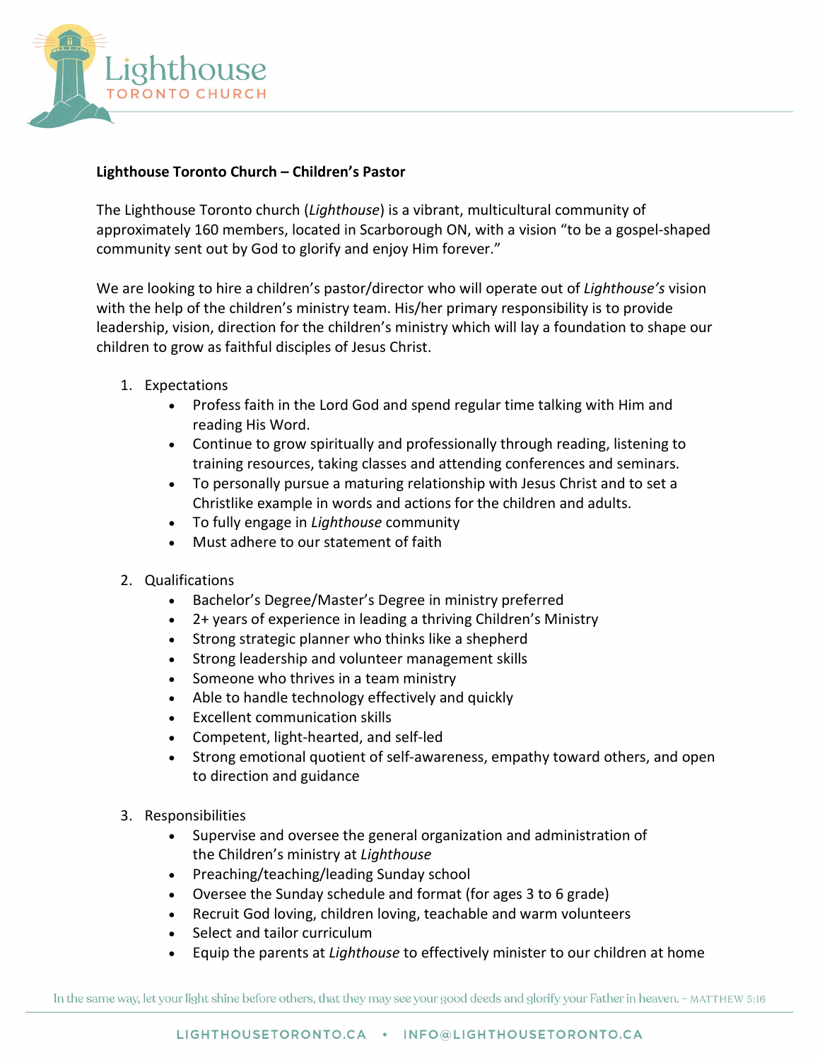**Lighthouse Toronto Church – Children's Pastor**

The Lighthouse Toronto church (*Lighthouse*) is a vibrant, multicultural community of approximately 160 members, located in Scarborough ON, with a vision "to be a gospel-shaped community sent out by God to glorify and enjoy Him forever."

We are looking to hire a children's pastor/director who will operate out of *Lighthouse's* vision with the help of the children's ministry team. His/her primary responsibility is to provide leadership, vision, direction for the children's ministry which will lay a foundation to shape our children to grow as faithful disciples of Jesus Christ.

1. Expectations
    - Profess faith in the Lord God and spend regular time talking with Him and reading His Word.
    - Continue to grow spiritually and professionally through reading, listening to training resources, taking classes and attending conferences and seminars.
    - To personally pursue a maturing relationship with Jesus Christ and to set a Christlike example in words and actions for the children and adults.
    - To fully engage in *Lighthouse* community
    - Must adhere to our statement of faith

2. Qualifications
    - Bachelor's Degree/Master's Degree in ministry preferred
    - 2+ years of experience in leading a thriving Children's Ministry
    - Strong strategic planner who thinks like a shepherd
    - Strong leadership and volunteer management skills
    - Someone who thrives in a team ministry
    - Able to handle technology effectively and quickly
    - Excellent communication skills
    - Competent, light-hearted, and self-led
    - Strong emotional quotient of self-awareness, empathy toward others, and open to direction and guidance

3. Responsibilities
    - Supervise and oversee the general organization and administration of the Children's ministry at *Lighthouse*
    - Preaching/teaching/leading Sunday school
    - Oversee the Sunday schedule and format (for ages 3 to 6 grade)
    - Recruit God loving, children loving, teachable and warm volunteers
    - Select and tailor curriculum
    - Equip the parents at *Lighthouse* to effectively minister to our children at home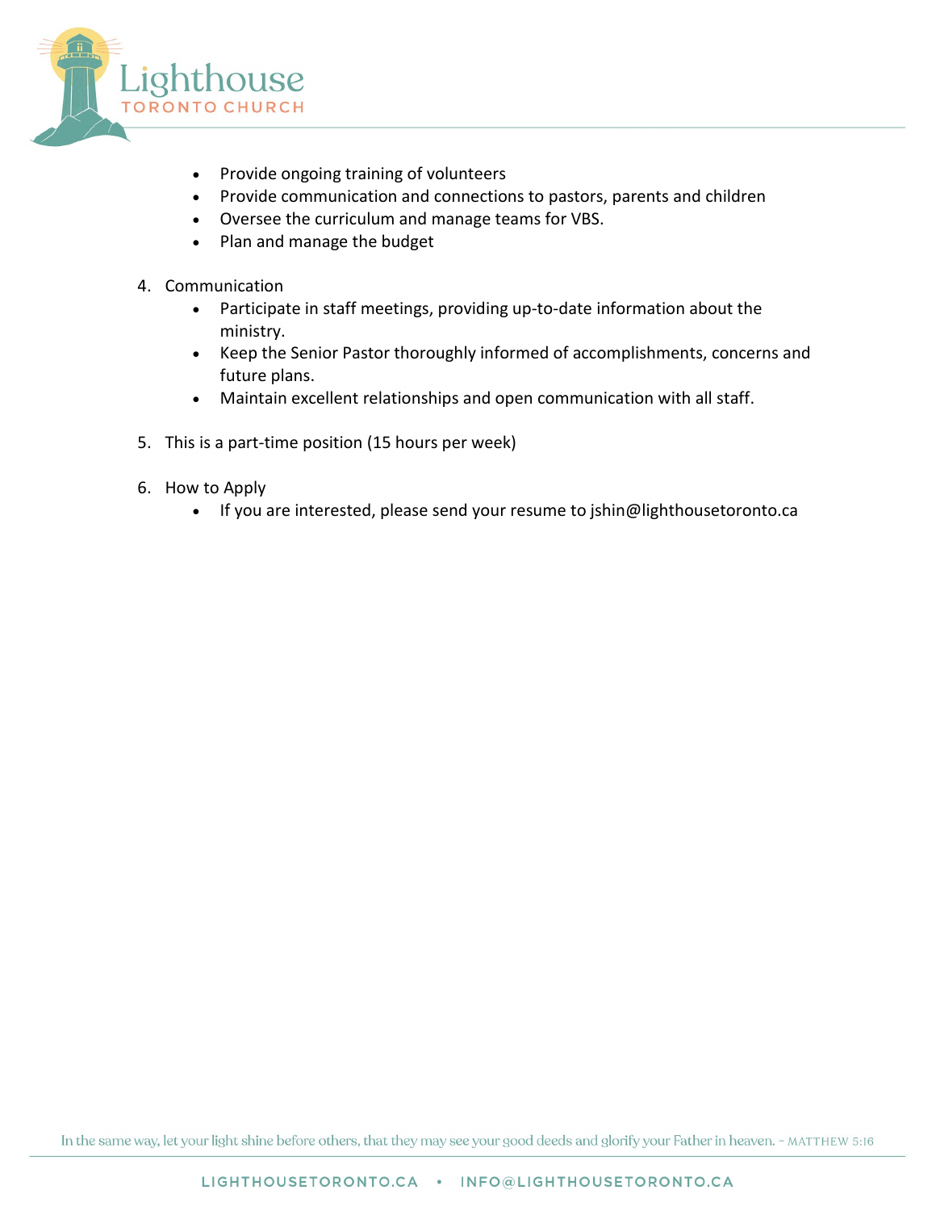- Provide ongoing training of volunteers
- Provide communication and connections to pastors, parents and children
- Oversee the curriculum and manage teams for VBS.
- Plan and manage the budget

4. Communication
   - Participate in staff meetings, providing up-to-date information about the ministry.
   - Keep the Senior Pastor thoroughly informed of accomplishments, concerns and future plans.
   - Maintain excellent relationships and open communication with all staff.

5. This is a part-time position (15 hours per week)

6. How to Apply
   - If you are interested, please send your resume to jshin@lighthousetoronto.ca